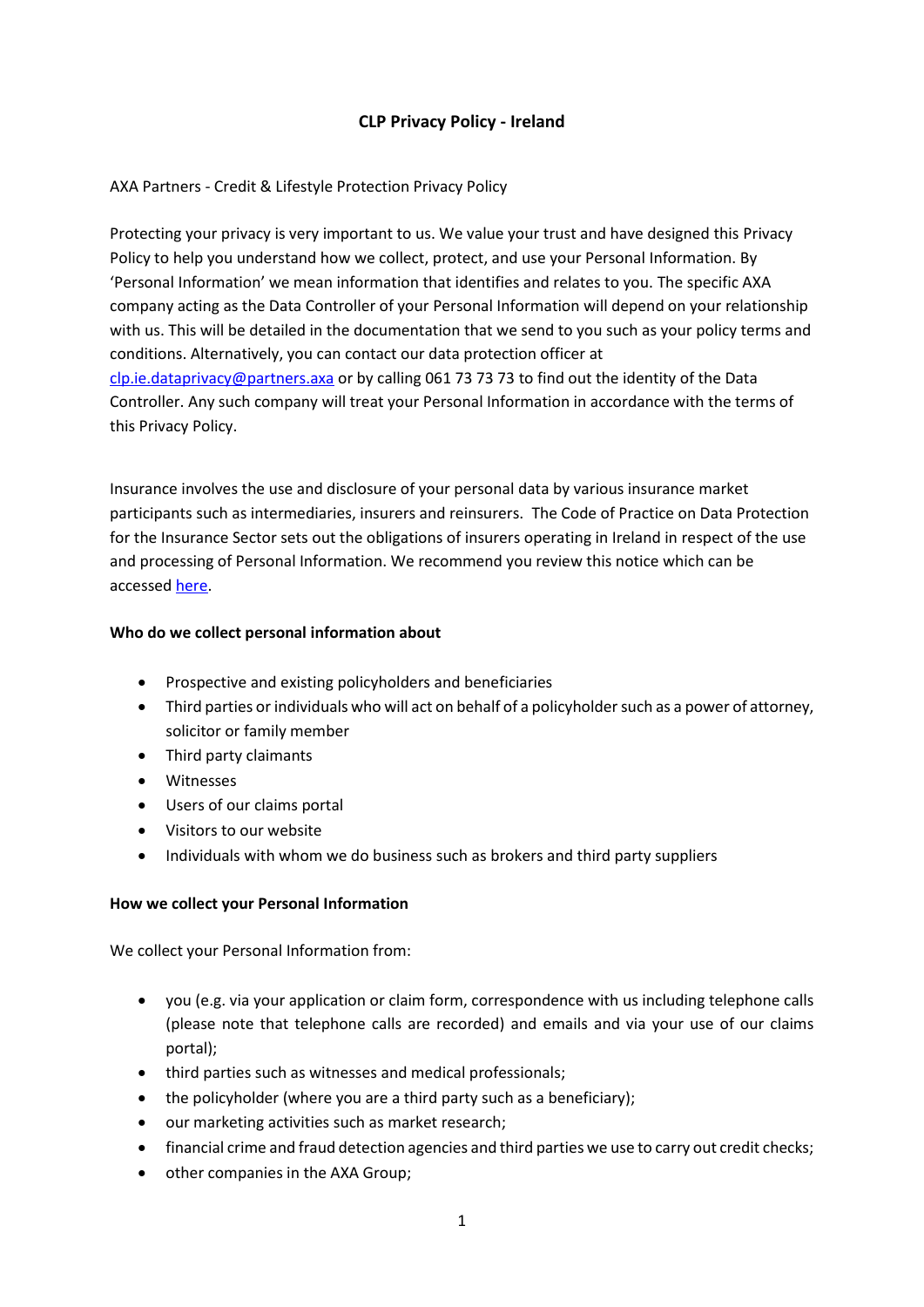# CLP Privacy Policy - Ireland

AXA Partners - Credit & Lifestyle Protection Privacy Policy

Protecting your privacy is very important to us. We value your trust and have designed this Privacy Policy to help you understand how we collect, protect, and use your Personal Information. By 'Personal Information' we mean information that identifies and relates to you. The specific AXA company acting as the Data Controller of your Personal Information will depend on your relationship with us. This will be detailed in the documentation that we send to you such as your policy terms and conditions. Alternatively, you can contact our data protection officer at clp.ie.dataprivacy@partners.axa or by calling 061 73 73 73 to find out the identity of the Data Controller. Any such company will treat your Personal Information in accordance with the terms of this Privacy Policy.

Insurance involves the use and disclosure of your personal data by various insurance market participants such as intermediaries, insurers and reinsurers. The Code of Practice on Data Protection for the Insurance Sector sets out the obligations of insurers operating in Ireland in respect of the use and processing of Personal Information. We recommend you review this notice which can be accessed here.

**Who do we collect personal information about**

- Prospective and existing policyholders and beneficiaries
- Third parties or individuals who will act on behalf of a policyholder such as a power of attorney, solicitor or family member
- Third party claimants
- Witnesses
- Users of our claims portal
- Visitors to our website
- Individuals with whom we do business such as brokers and third party suppliers

**How we collect your Personal Information**

We collect your Personal Information from:

- you (e.g. via your application or claim form, correspondence with us including telephone calls (please note that telephone calls are recorded) and emails and via your use of our claims portal);
- third parties such as witnesses and medical professionals;
- the policyholder (where you are a third party such as a beneficiary);
- our marketing activities such as market research;
- financial crime and fraud detection agencies and third parties we use to carry out credit checks;
- other companies in the AXA Group;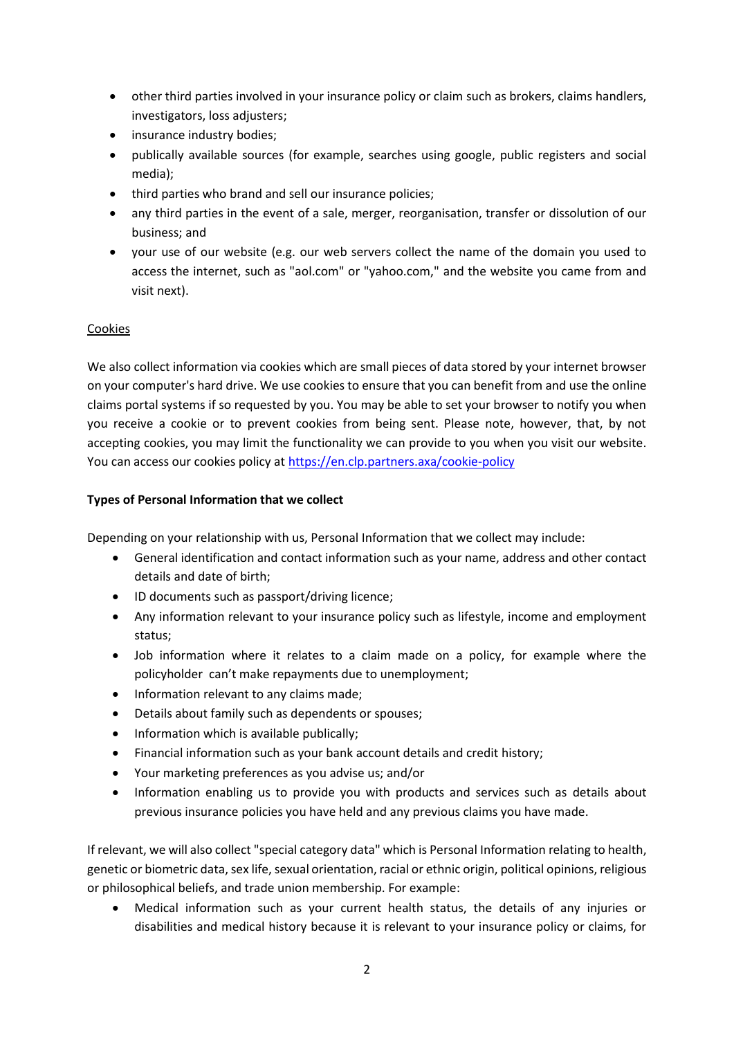- other third parties involved in your insurance policy or claim such as brokers, claims handlers, investigators, loss adjusters;
- insurance industry bodies;
- publically available sources (for example, searches using google, public registers and social media);
- third parties who brand and sell our insurance policies;
- any third parties in the event of a sale, merger, reorganisation, transfer or dissolution of our business; and
- your use of our website (e.g. our web servers collect the name of the domain you used to access the internet, such as "aol.com" or "yahoo.com," and the website you came from and visit next).

Cookies

We also collect information via cookies which are small pieces of data stored by your internet browser on your computer's hard drive. We use cookies to ensure that you can benefit from and use the online claims portal systems if so requested by you. You may be able to set your browser to notify you when you receive a cookie or to prevent cookies from being sent. Please note, however, that, by not accepting cookies, you may limit the functionality we can provide to you when you visit our website. You can access our cookies policy at [https://en.clp.partners.axa/cookie-policy](https://en.clp.partners.axa/cookie-policy)

**Types of Personal Information that we collect**

Depending on your relationship with us, Personal Information that we collect may include:

- General identification and contact information such as your name, address and other contact details and date of birth;
- ID documents such as passport/driving licence;
- Any information relevant to your insurance policy such as lifestyle, income and employment status;
- Job information where it relates to a claim made on a policy, for example where the policyholder can't make repayments due to unemployment;
- Information relevant to any claims made;
- Details about family such as dependents or spouses;
- Information which is available publically;
- Financial information such as your bank account details and credit history;
- Your marketing preferences as you advise us; and/or
- Information enabling us to provide you with products and services such as details about previous insurance policies you have held and any previous claims you have made.

If relevant, we will also collect "special category data" which is Personal Information relating to health, genetic or biometric data, sex life, sexual orientation, racial or ethnic origin, political opinions, religious or philosophical beliefs, and trade union membership. For example:

- Medical information such as your current health status, the details of any injuries or disabilities and medical history because it is relevant to your insurance policy or claims, for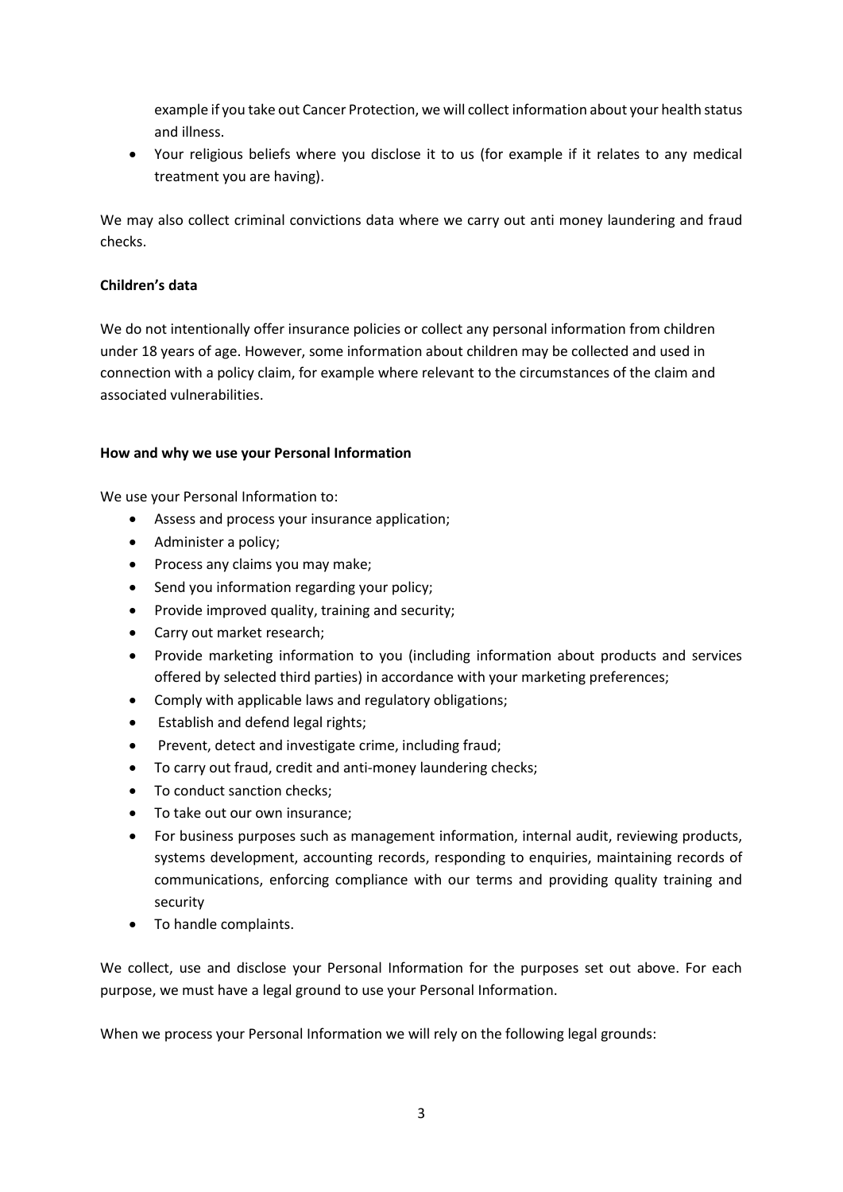example if you take out Cancer Protection, we will collect information about your health status and illness.

- Your religious beliefs where you disclose it to us (for example if it relates to any medical treatment you are having).

We may also collect criminal convictions data where we carry out anti money laundering and fraud checks.

**Children's data**

We do not intentionally offer insurance policies or collect any personal information from children under 18 years of age. However, some information about children may be collected and used in connection with a policy claim, for example where relevant to the circumstances of the claim and associated vulnerabilities.

**How and why we use your Personal Information**

We use your Personal Information to:

- Assess and process your insurance application;
- Administer a policy;
- Process any claims you may make;
- Send you information regarding your policy;
- Provide improved quality, training and security;
- Carry out market research;
- Provide marketing information to you (including information about products and services offered by selected third parties) in accordance with your marketing preferences;
- Comply with applicable laws and regulatory obligations;
- Establish and defend legal rights;
- Prevent, detect and investigate crime, including fraud;
- To carry out fraud, credit and anti-money laundering checks;
- To conduct sanction checks;
- To take out our own insurance;
- For business purposes such as management information, internal audit, reviewing products, systems development, accounting records, responding to enquiries, maintaining records of communications, enforcing compliance with our terms and providing quality training and security
- To handle complaints.

We collect, use and disclose your Personal Information for the purposes set out above. For each purpose, we must have a legal ground to use your Personal Information.

When we process your Personal Information we will rely on the following legal grounds: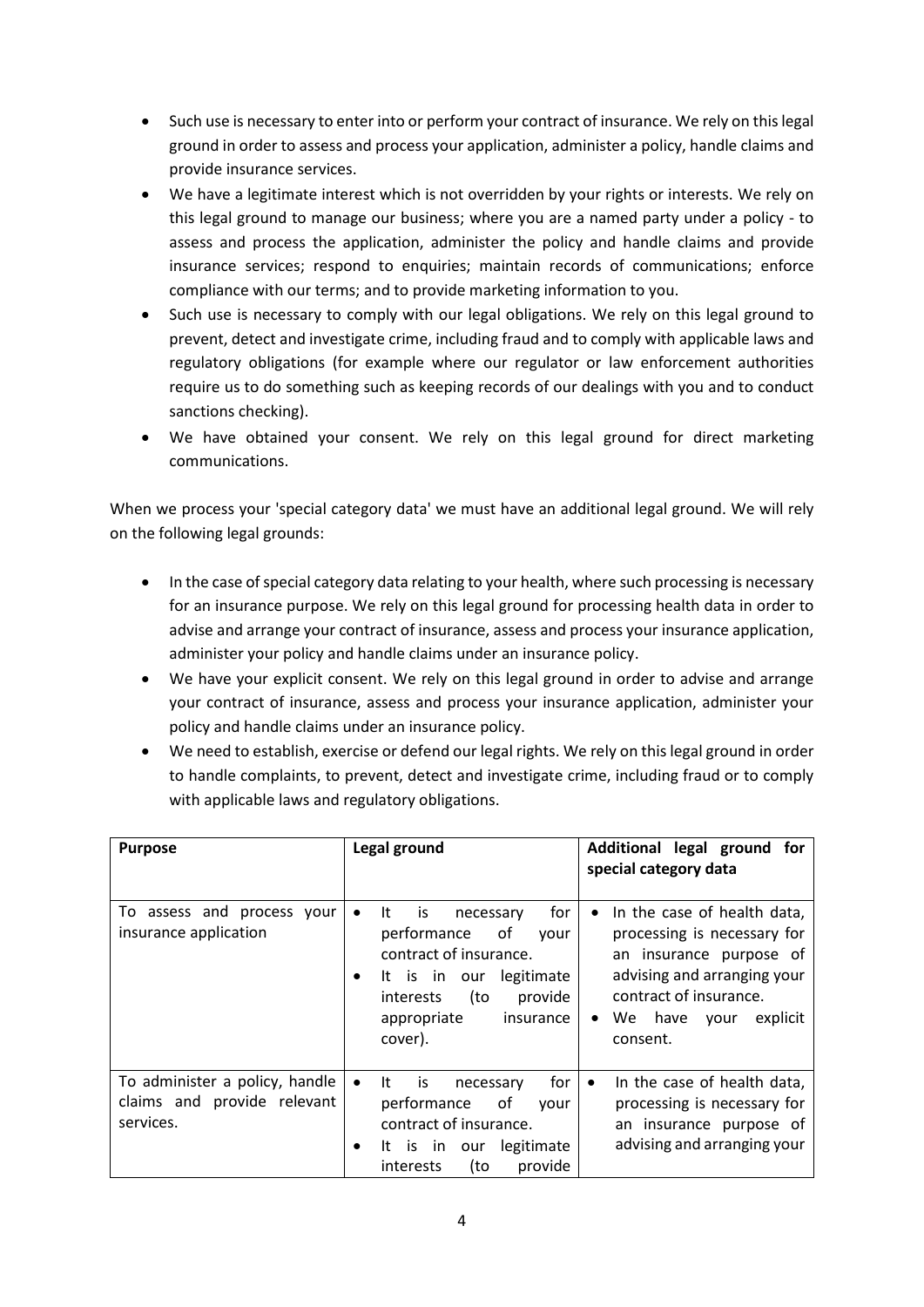- Such use is necessary to enter into or perform your contract of insurance. We rely on this legal ground in order to assess and process your application, administer a policy, handle claims and provide insurance services.
- We have a legitimate interest which is not overridden by your rights or interests. We rely on this legal ground to manage our business; where you are a named party under a policy - to assess and process the application, administer the policy and handle claims and provide insurance services; respond to enquiries; maintain records of communications; enforce compliance with our terms; and to provide marketing information to you.
- Such use is necessary to comply with our legal obligations. We rely on this legal ground to prevent, detect and investigate crime, including fraud and to comply with applicable laws and regulatory obligations (for example where our regulator or law enforcement authorities require us to do something such as keeping records of our dealings with you and to conduct sanctions checking).
- We have obtained your consent. We rely on this legal ground for direct marketing communications.

When we process your 'special category data' we must have an additional legal ground. We will rely on the following legal grounds:

- In the case of special category data relating to your health, where such processing is necessary for an insurance purpose. We rely on this legal ground for processing health data in order to advise and arrange your contract of insurance, assess and process your insurance application, administer your policy and handle claims under an insurance policy.
- We have your explicit consent. We rely on this legal ground in order to advise and arrange your contract of insurance, assess and process your insurance application, administer your policy and handle claims under an insurance policy.
- We need to establish, exercise or defend our legal rights. We rely on this legal ground in order to handle complaints, to prevent, detect and investigate crime, including fraud or to comply with applicable laws and regulatory obligations.

| **Purpose** | **Legal ground** | **Additional legal ground for special category data** |
|---|---|---|
| To assess and process your insurance application | • It is necessary for performance of your contract of insurance.<br>• It is in our legitimate interests (to provide appropriate insurance cover). | • In the case of health data, processing is necessary for an insurance purpose of advising and arranging your contract of insurance.<br>• We have your explicit consent. |
| To administer a policy, handle claims and provide relevant services. | • It is necessary for performance of your contract of insurance.<br>• It is in our legitimate interests (to provide | • In the case of health data, processing is necessary for an insurance purpose of advising and arranging your |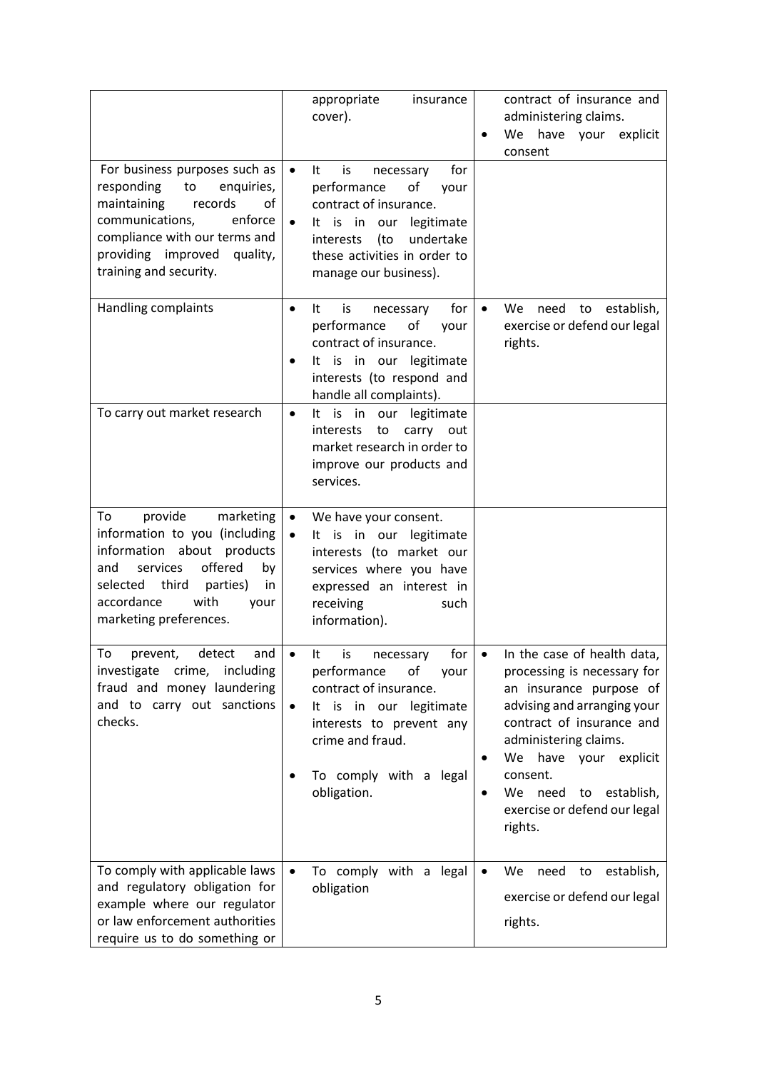| | | |
|---|---|---|
| | appropriate insurance cover). | contract of insurance and administering claims.<br>• We have your explicit consent |
| For business purposes such as responding to enquiries, maintaining records of communications, enforce compliance with our terms and providing improved quality, training and security. | • It is necessary for performance of your contract of insurance.<br>• It is in our legitimate interests (to undertake these activities in order to manage our business). | |
| Handling complaints | • It is necessary for performance of your contract of insurance.<br>• It is in our legitimate interests (to respond and handle all complaints). | • We need to establish, exercise or defend our legal rights. |
| To carry out market research | • It is in our legitimate interests to carry out market research in order to improve our products and services. | |
| To provide marketing information to you (including information about products and services offered by selected third parties) in accordance with your marketing preferences. | • We have your consent.<br>• It is in our legitimate interests (to market our services where you have expressed an interest in receiving such information). | |
| To prevent, detect and investigate crime, including fraud and money laundering and to carry out sanctions checks. | • It is necessary for performance of your contract of insurance.<br>• It is in our legitimate interests to prevent any crime and fraud.<br>• To comply with a legal obligation. | • In the case of health data, processing is necessary for an insurance purpose of advising and arranging your contract of insurance and administering claims.<br>• We have your explicit consent.<br>• We need to establish, exercise or defend our legal rights. |
| To comply with applicable laws and regulatory obligation for example where our regulator or law enforcement authorities require us to do something or | • To comply with a legal obligation | • We need to establish, exercise or defend our legal rights. |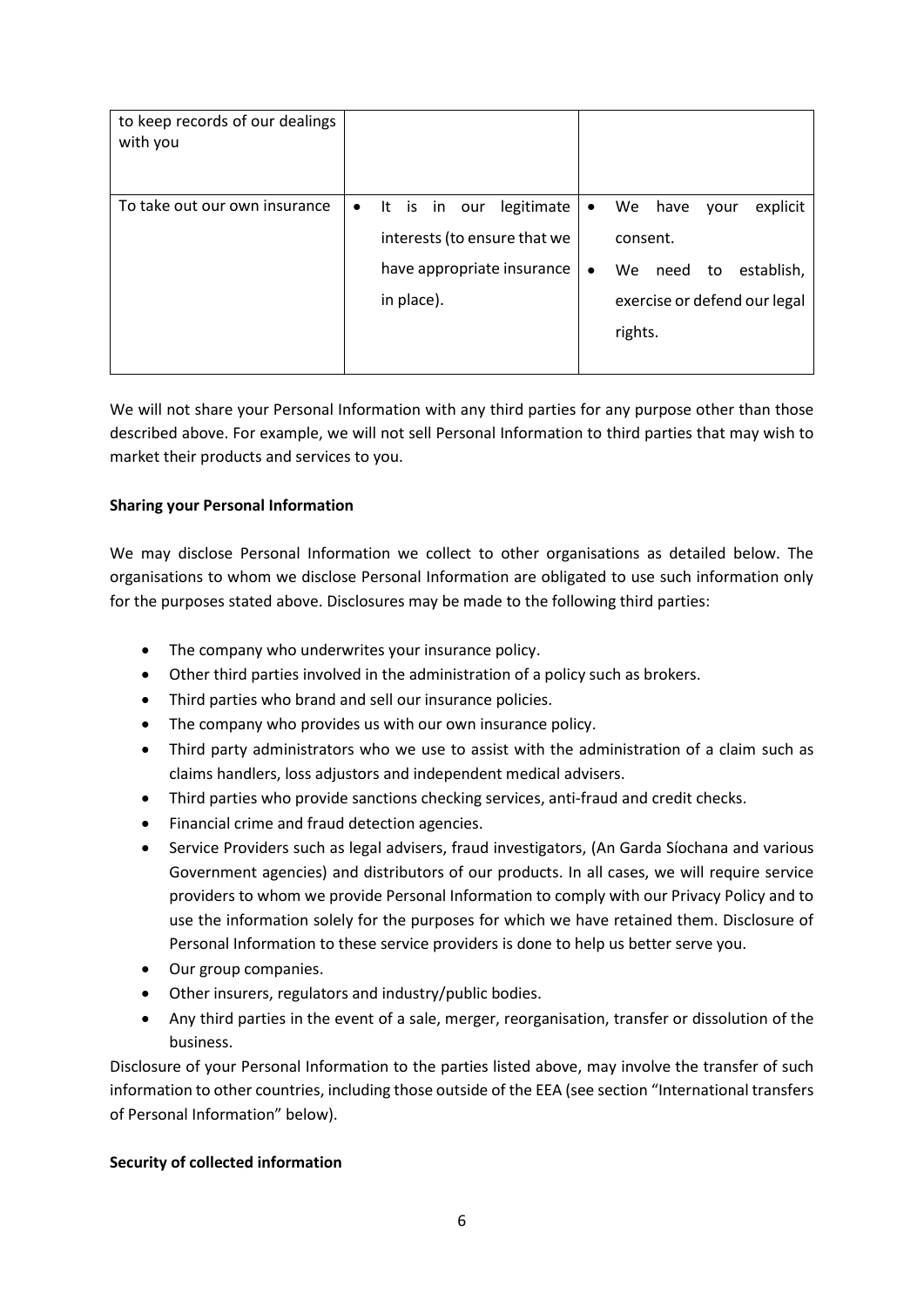| | | |
|---|---|---|
| to keep records of our dealings with you | | |
| To take out our own insurance | • It is in our legitimate interests (to ensure that we have appropriate insurance in place). | • We have your explicit consent.<br>• We need to establish, exercise or defend our legal rights. |

We will not share your Personal Information with any third parties for any purpose other than those described above. For example, we will not sell Personal Information to third parties that may wish to market their products and services to you.

**Sharing your Personal Information**

We may disclose Personal Information we collect to other organisations as detailed below. The organisations to whom we disclose Personal Information are obligated to use such information only for the purposes stated above. Disclosures may be made to the following third parties:

- The company who underwrites your insurance policy.
- Other third parties involved in the administration of a policy such as brokers.
- Third parties who brand and sell our insurance policies.
- The company who provides us with our own insurance policy.
- Third party administrators who we use to assist with the administration of a claim such as claims handlers, loss adjustors and independent medical advisers.
- Third parties who provide sanctions checking services, anti-fraud and credit checks.
- Financial crime and fraud detection agencies.
- Service Providers such as legal advisers, fraud investigators, (An Garda Síochana and various Government agencies) and distributors of our products. In all cases, we will require service providers to whom we provide Personal Information to comply with our Privacy Policy and to use the information solely for the purposes for which we have retained them. Disclosure of Personal Information to these service providers is done to help us better serve you.
- Our group companies.
- Other insurers, regulators and industry/public bodies.
- Any third parties in the event of a sale, merger, reorganisation, transfer or dissolution of the business.

Disclosure of your Personal Information to the parties listed above, may involve the transfer of such information to other countries, including those outside of the EEA (see section "International transfers of Personal Information" below).

**Security of collected information**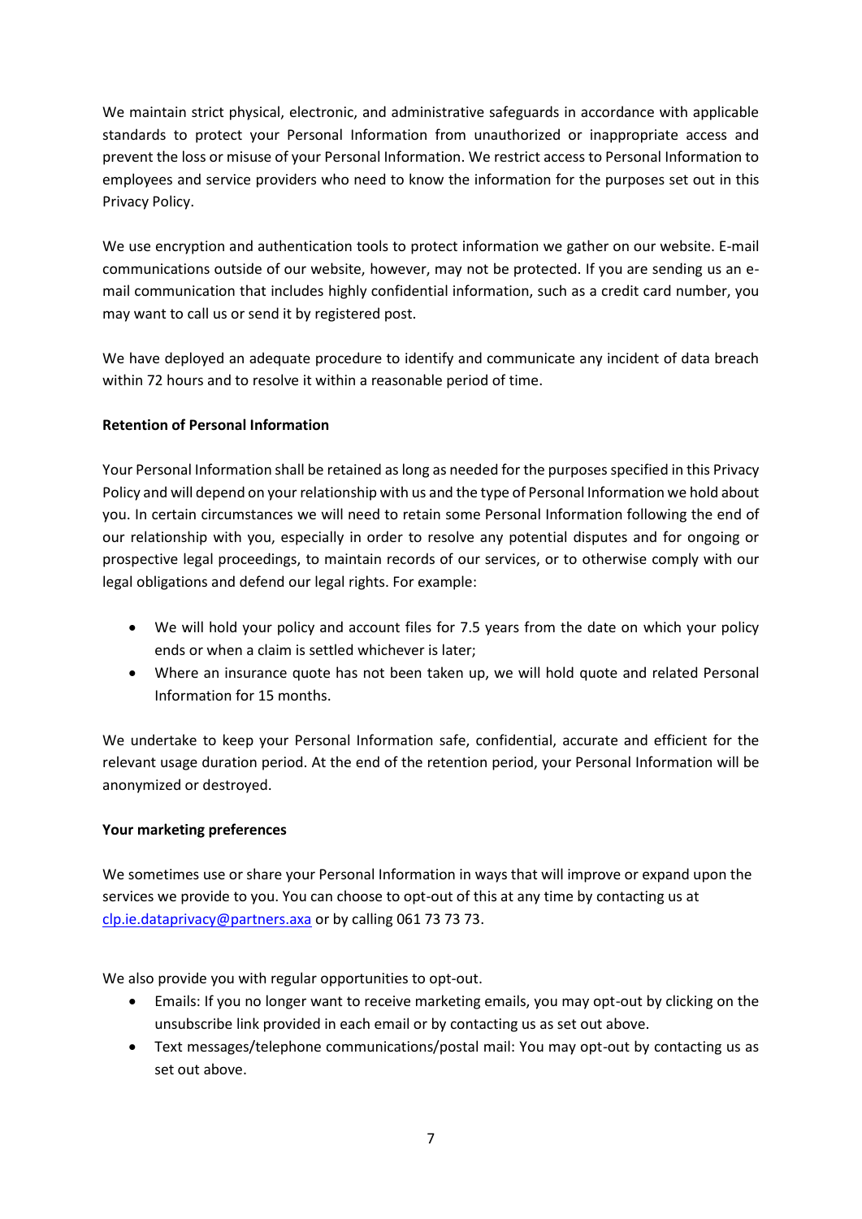We maintain strict physical, electronic, and administrative safeguards in accordance with applicable standards to protect your Personal Information from unauthorized or inappropriate access and prevent the loss or misuse of your Personal Information. We restrict access to Personal Information to employees and service providers who need to know the information for the purposes set out in this Privacy Policy.

We use encryption and authentication tools to protect information we gather on our website. E-mail communications outside of our website, however, may not be protected. If you are sending us an e-mail communication that includes highly confidential information, such as a credit card number, you may want to call us or send it by registered post.

We have deployed an adequate procedure to identify and communicate any incident of data breach within 72 hours and to resolve it within a reasonable period of time.

**Retention of Personal Information**

Your Personal Information shall be retained as long as needed for the purposes specified in this Privacy Policy and will depend on your relationship with us and the type of Personal Information we hold about you. In certain circumstances we will need to retain some Personal Information following the end of our relationship with you, especially in order to resolve any potential disputes and for ongoing or prospective legal proceedings, to maintain records of our services, or to otherwise comply with our legal obligations and defend our legal rights. For example:

- We will hold your policy and account files for 7.5 years from the date on which your policy ends or when a claim is settled whichever is later;
- Where an insurance quote has not been taken up, we will hold quote and related Personal Information for 15 months.

We undertake to keep your Personal Information safe, confidential, accurate and efficient for the relevant usage duration period. At the end of the retention period, your Personal Information will be anonymized or destroyed.

**Your marketing preferences**

We sometimes use or share your Personal Information in ways that will improve or expand upon the services we provide to you. You can choose to opt-out of this at any time by contacting us at clp.ie.dataprivacy@partners.axa or by calling 061 73 73 73.

We also provide you with regular opportunities to opt-out.

- Emails: If you no longer want to receive marketing emails, you may opt-out by clicking on the unsubscribe link provided in each email or by contacting us as set out above.
- Text messages/telephone communications/postal mail: You may opt-out by contacting us as set out above.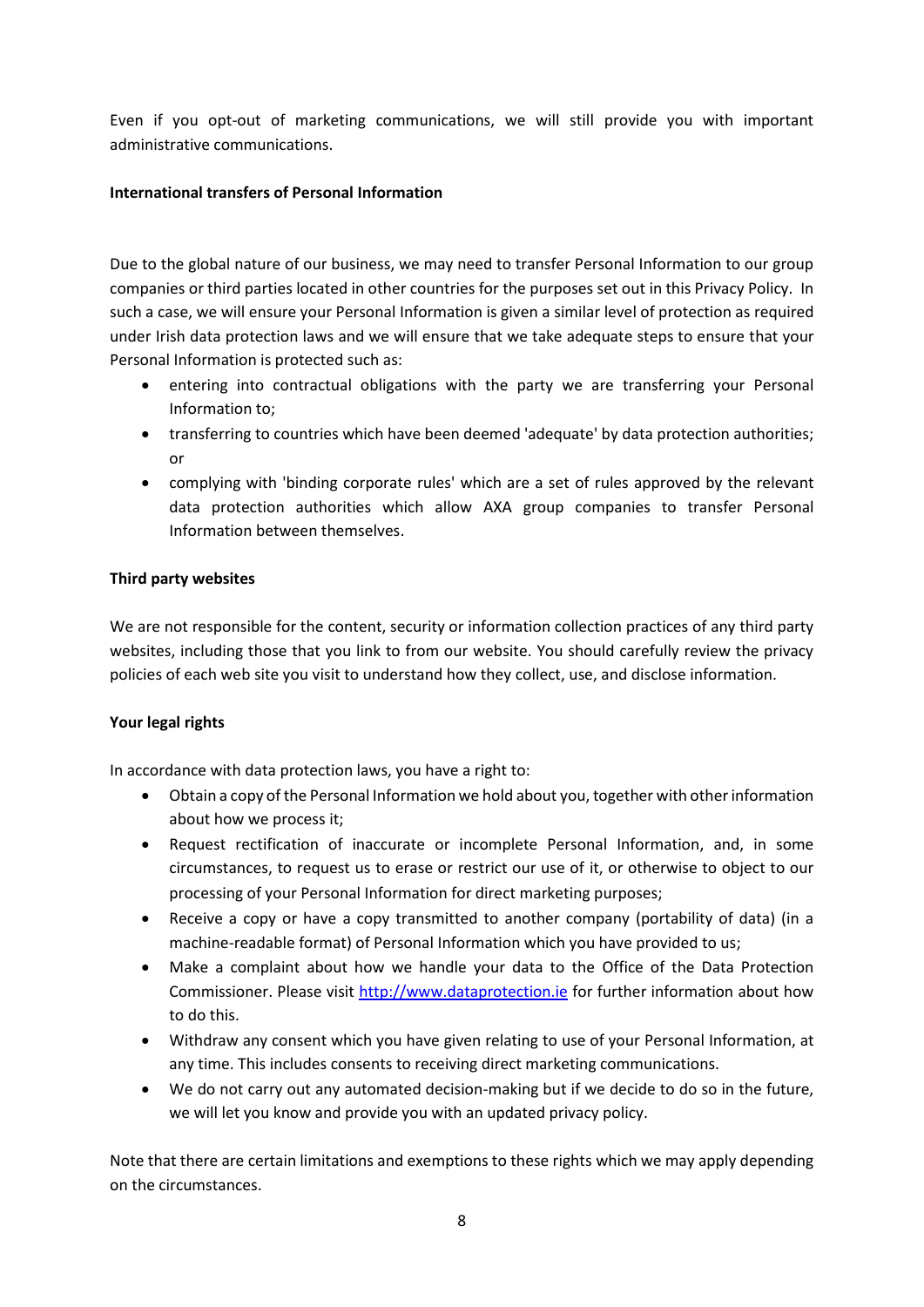Even if you opt-out of marketing communications, we will still provide you with important administrative communications.

**International transfers of Personal Information**

Due to the global nature of our business, we may need to transfer Personal Information to our group companies or third parties located in other countries for the purposes set out in this Privacy Policy. In such a case, we will ensure your Personal Information is given a similar level of protection as required under Irish data protection laws and we will ensure that we take adequate steps to ensure that your Personal Information is protected such as:

- entering into contractual obligations with the party we are transferring your Personal Information to;
- transferring to countries which have been deemed 'adequate' by data protection authorities; or
- complying with 'binding corporate rules' which are a set of rules approved by the relevant data protection authorities which allow AXA group companies to transfer Personal Information between themselves.

**Third party websites**

We are not responsible for the content, security or information collection practices of any third party websites, including those that you link to from our website. You should carefully review the privacy policies of each web site you visit to understand how they collect, use, and disclose information.

**Your legal rights**

In accordance with data protection laws, you have a right to:

- Obtain a copy of the Personal Information we hold about you, together with other information about how we process it;
- Request rectification of inaccurate or incomplete Personal Information, and, in some circumstances, to request us to erase or restrict our use of it, or otherwise to object to our processing of your Personal Information for direct marketing purposes;
- Receive a copy or have a copy transmitted to another company (portability of data) (in a machine-readable format) of Personal Information which you have provided to us;
- Make a complaint about how we handle your data to the Office of the Data Protection Commissioner. Please visit [http://www.dataprotection.ie](http://www.dataprotection.ie) for further information about how to do this.
- Withdraw any consent which you have given relating to use of your Personal Information, at any time. This includes consents to receiving direct marketing communications.
- We do not carry out any automated decision-making but if we decide to do so in the future, we will let you know and provide you with an updated privacy policy.

Note that there are certain limitations and exemptions to these rights which we may apply depending on the circumstances.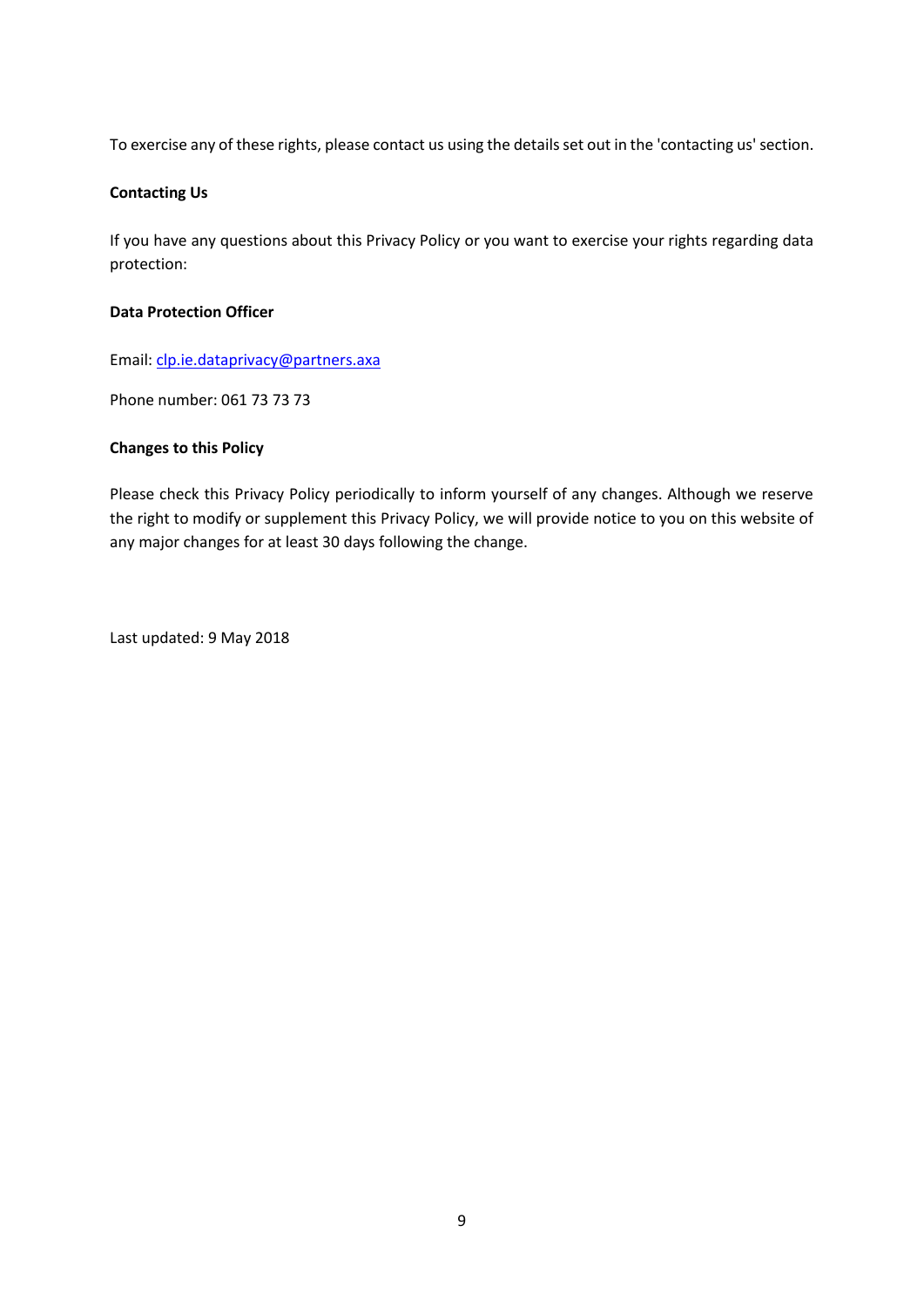To exercise any of these rights, please contact us using the details set out in the 'contacting us' section.

**Contacting Us**

If you have any questions about this Privacy Policy or you want to exercise your rights regarding data protection:

**Data Protection Officer**

Email: clp.ie.dataprivacy@partners.axa

Phone number: 061 73 73 73

**Changes to this Policy**

Please check this Privacy Policy periodically to inform yourself of any changes. Although we reserve the right to modify or supplement this Privacy Policy, we will provide notice to you on this website of any major changes for at least 30 days following the change.

Last updated: 9 May 2018